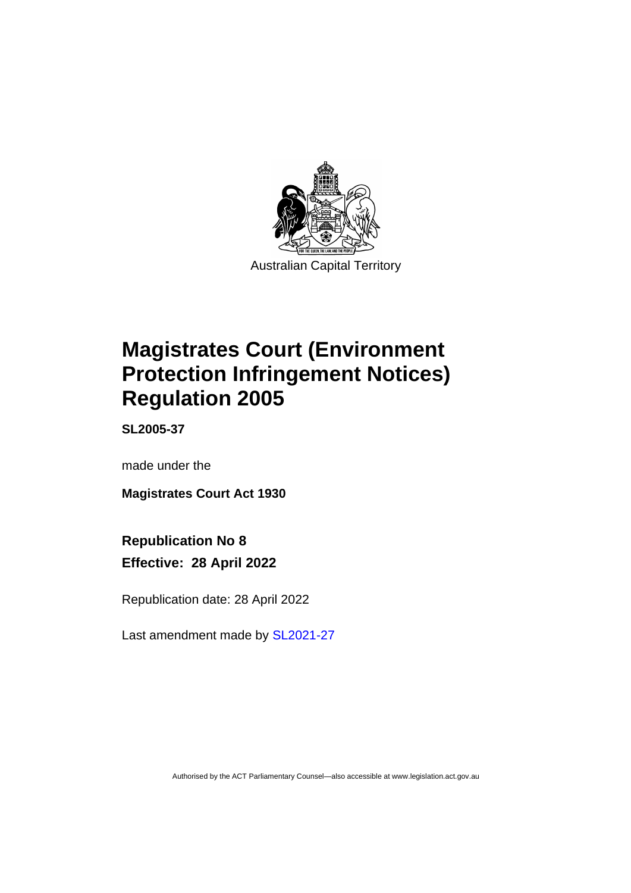Australian Capital Territory

# Magistrates Court (Environment Protection Infringement Notices) Regulation 2005

**SL2005-37**

made under the

**Magistrates Court Act 1930**

**Republication No 8**

**Effective: 28 April 2022**

Republication date: 28 April 2022

Last amendment made by SL2021-27

Authorised by the ACT Parliamentary Counsel—also accessible at www.legislation.act.gov.au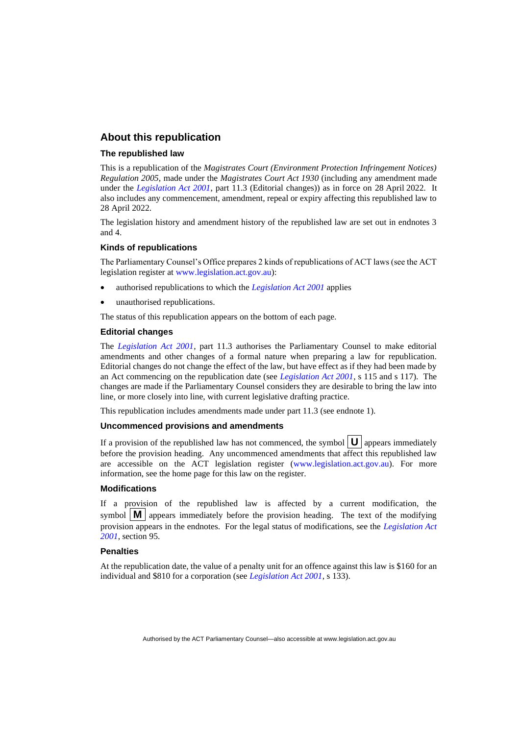## About this republication

### The republished law

This is a republication of the *Magistrates Court (Environment Protection Infringement Notices) Regulation 2005*, made under the *Magistrates Court Act 1930* (including any amendment made under the *Legislation Act 2001*, part 11.3 (Editorial changes)) as in force on 28 April 2022. It also includes any commencement, amendment, repeal or expiry affecting this republished law to 28 April 2022.

The legislation history and amendment history of the republished law are set out in endnotes 3 and 4.

### Kinds of republications

The Parliamentary Counsel's Office prepares 2 kinds of republications of ACT laws (see the ACT legislation register at www.legislation.act.gov.au):

- authorised republications to which the *Legislation Act 2001* applies
- unauthorised republications.

The status of this republication appears on the bottom of each page.

### Editorial changes

The *Legislation Act 2001*, part 11.3 authorises the Parliamentary Counsel to make editorial amendments and other changes of a formal nature when preparing a law for republication. Editorial changes do not change the effect of the law, but have effect as if they had been made by an Act commencing on the republication date (see *Legislation Act 2001*, s 115 and s 117). The changes are made if the Parliamentary Counsel considers they are desirable to bring the law into line, or more closely into line, with current legislative drafting practice.

This republication includes amendments made under part 11.3 (see endnote 1).

### Uncommenced provisions and amendments

If a provision of the republished law has not commenced, the symbol **U** appears immediately before the provision heading. Any uncommenced amendments that affect this republished law are accessible on the ACT legislation register (www.legislation.act.gov.au). For more information, see the home page for this law on the register.

### Modifications

If a provision of the republished law is affected by a current modification, the symbol **M** appears immediately before the provision heading. The text of the modifying provision appears in the endnotes. For the legal status of modifications, see the *Legislation Act 2001*, section 95.

### Penalties

At the republication date, the value of a penalty unit for an offence against this law is $160 for an individual and $810 for a corporation (see *Legislation Act 2001*, s 133).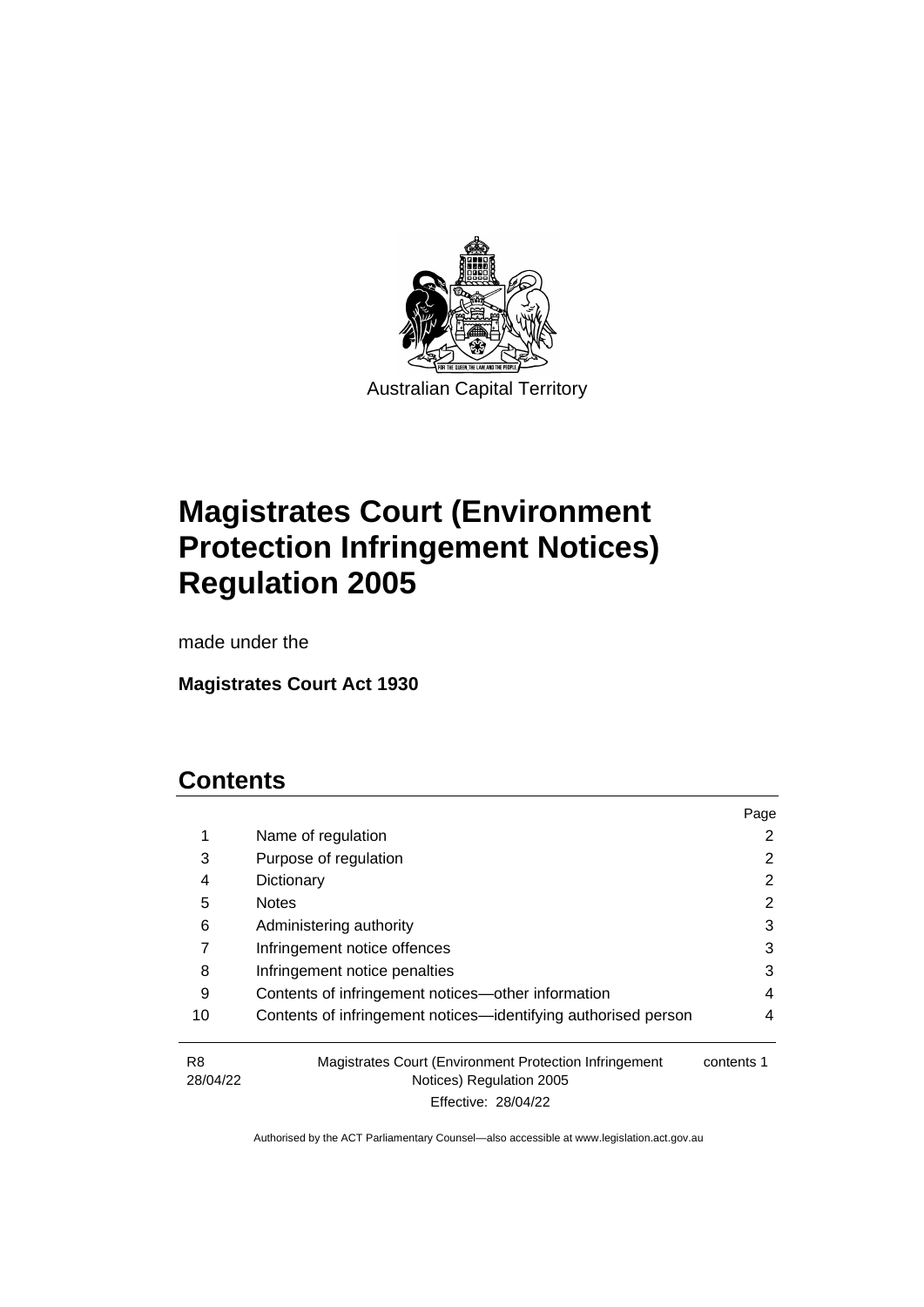Australian Capital Territory

# Magistrates Court (Environment Protection Infringement Notices) Regulation 2005

made under the

**Magistrates Court Act 1930**

## Contents

| | | Page |
|---|---|---|
| 1 | Name of regulation | 2 |
| 3 | Purpose of regulation | 2 |
| 4 | Dictionary | 2 |
| 5 | Notes | 2 |
| 6 | Administering authority | 3 |
| 7 | Infringement notice offences | 3 |
| 8 | Infringement notice penalties | 3 |
| 9 | Contents of infringement notices—other information | 4 |
| 10 | Contents of infringement notices—identifying authorised person | 4 |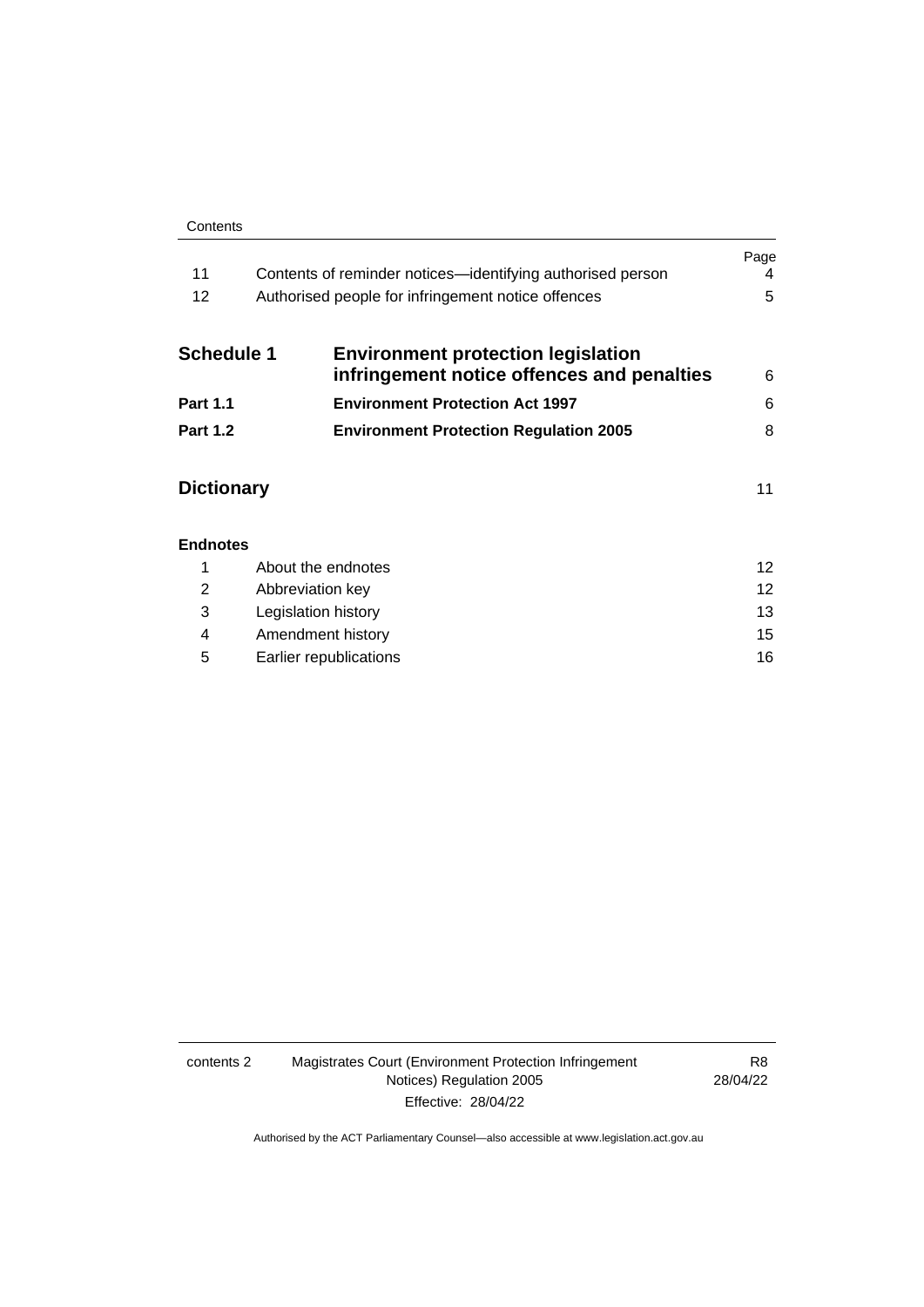| | | Page |
|---|---|---|
| 11 | Contents of reminder notices—identifying authorised person | 4 |
| 12 | Authorised people for infringement notice offences | 5 |
| **Schedule 1** | **Environment protection legislation infringement notice offences and penalties** | 6 |
| **Part 1.1** | **Environment Protection Act 1997** | 6 |
| **Part 1.2** | **Environment Protection Regulation 2005** | 8 |
| **Dictionary** | | 11 |
| **Endnotes** | | |
| 1 | About the endnotes | 12 |
| 2 | Abbreviation key | 12 |
| 3 | Legislation history | 13 |
| 4 | Amendment history | 15 |
| 5 | Earlier republications | 16 |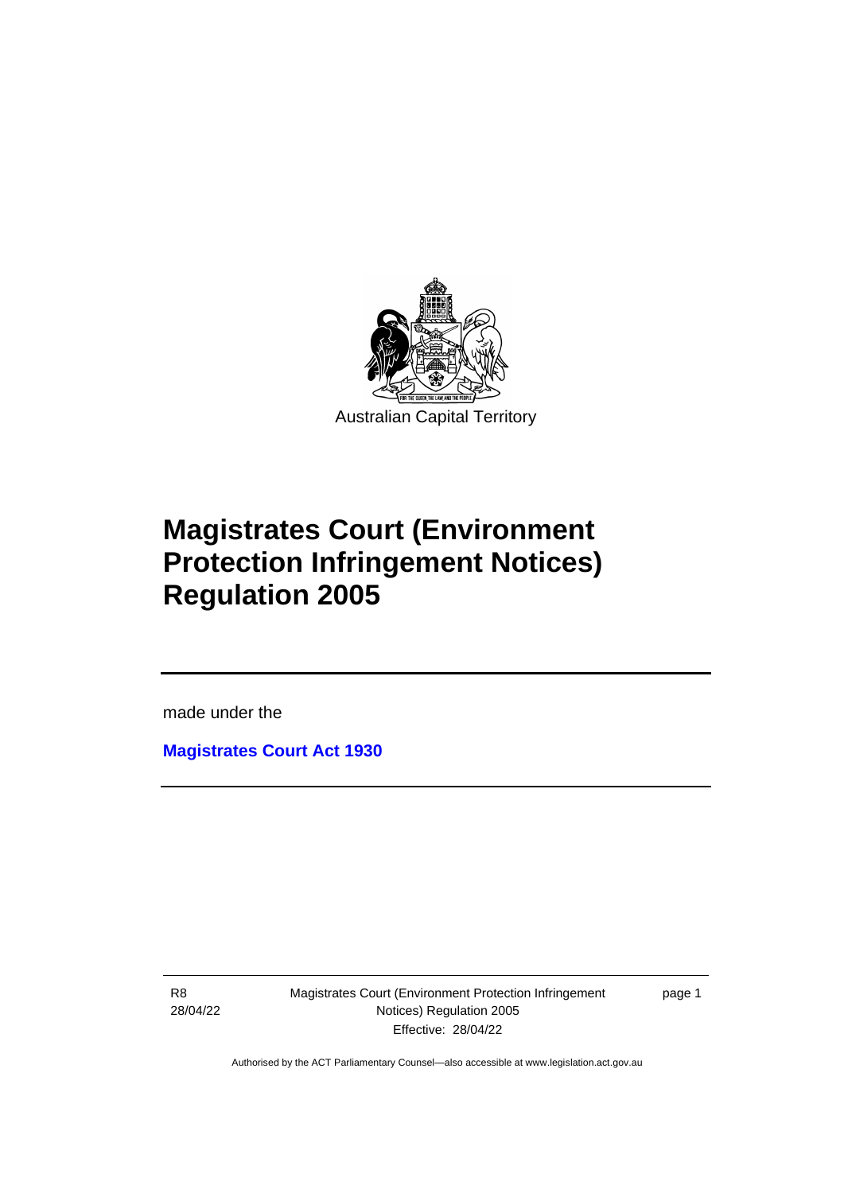Australian Capital Territory

# Magistrates Court (Environment Protection Infringement Notices) Regulation 2005

made under the

**Magistrates Court Act 1930**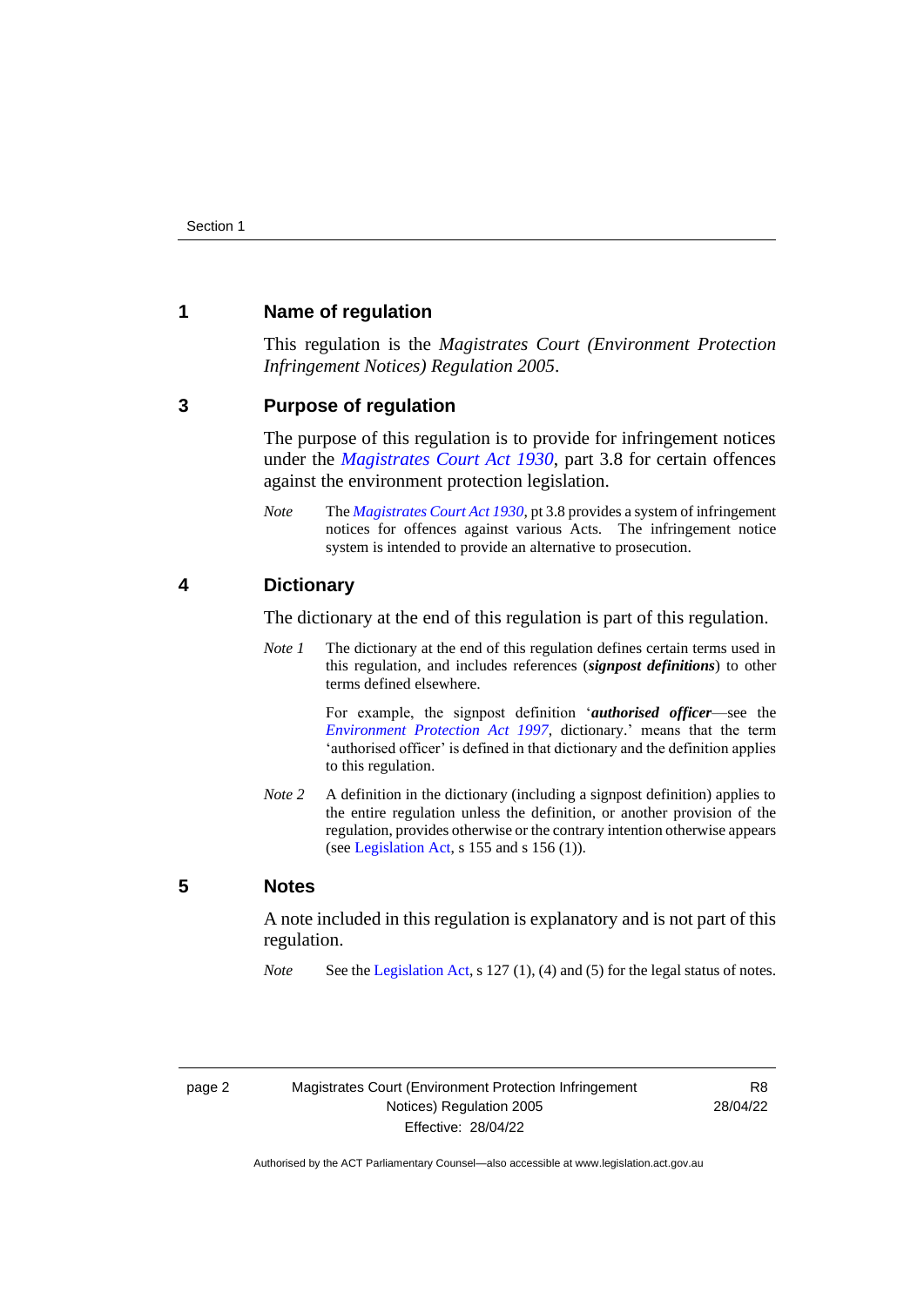## 1 Name of regulation

This regulation is the *Magistrates Court (Environment Protection Infringement Notices) Regulation 2005*.

## 3 Purpose of regulation

The purpose of this regulation is to provide for infringement notices under the *Magistrates Court Act 1930*, part 3.8 for certain offences against the environment protection legislation.

*Note* The *Magistrates Court Act 1930*, pt 3.8 provides a system of infringement notices for offences against various Acts. The infringement notice system is intended to provide an alternative to prosecution.

## 4 Dictionary

The dictionary at the end of this regulation is part of this regulation.

*Note 1* The dictionary at the end of this regulation defines certain terms used in this regulation, and includes references (***signpost definitions***) to other terms defined elsewhere.

For example, the signpost definition '***authorised officer***—see the *Environment Protection Act 1997*, dictionary.' means that the term 'authorised officer' is defined in that dictionary and the definition applies to this regulation.

*Note 2* A definition in the dictionary (including a signpost definition) applies to the entire regulation unless the definition, or another provision of the regulation, provides otherwise or the contrary intention otherwise appears (see Legislation Act, s 155 and s 156 (1)).

## 5 Notes

A note included in this regulation is explanatory and is not part of this regulation.

*Note* See the Legislation Act, s 127 (1), (4) and (5) for the legal status of notes.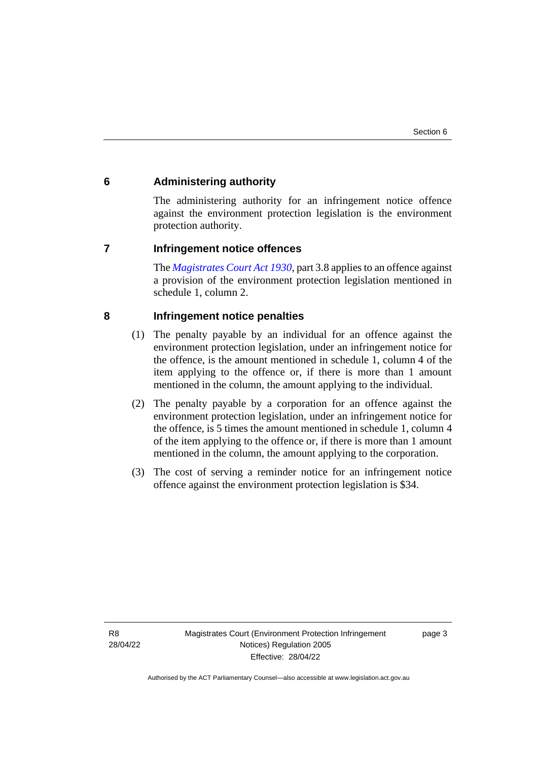## 6 Administering authority

The administering authority for an infringement notice offence against the environment protection legislation is the environment protection authority.

## 7 Infringement notice offences

The *Magistrates Court Act 1930*, part 3.8 applies to an offence against a provision of the environment protection legislation mentioned in schedule 1, column 2.

## 8 Infringement notice penalties

(1) The penalty payable by an individual for an offence against the environment protection legislation, under an infringement notice for the offence, is the amount mentioned in schedule 1, column 4 of the item applying to the offence or, if there is more than 1 amount mentioned in the column, the amount applying to the individual.

(2) The penalty payable by a corporation for an offence against the environment protection legislation, under an infringement notice for the offence, is 5 times the amount mentioned in schedule 1, column 4 of the item applying to the offence or, if there is more than 1 amount mentioned in the column, the amount applying to the corporation.

(3) The cost of serving a reminder notice for an infringement notice offence against the environment protection legislation is $34.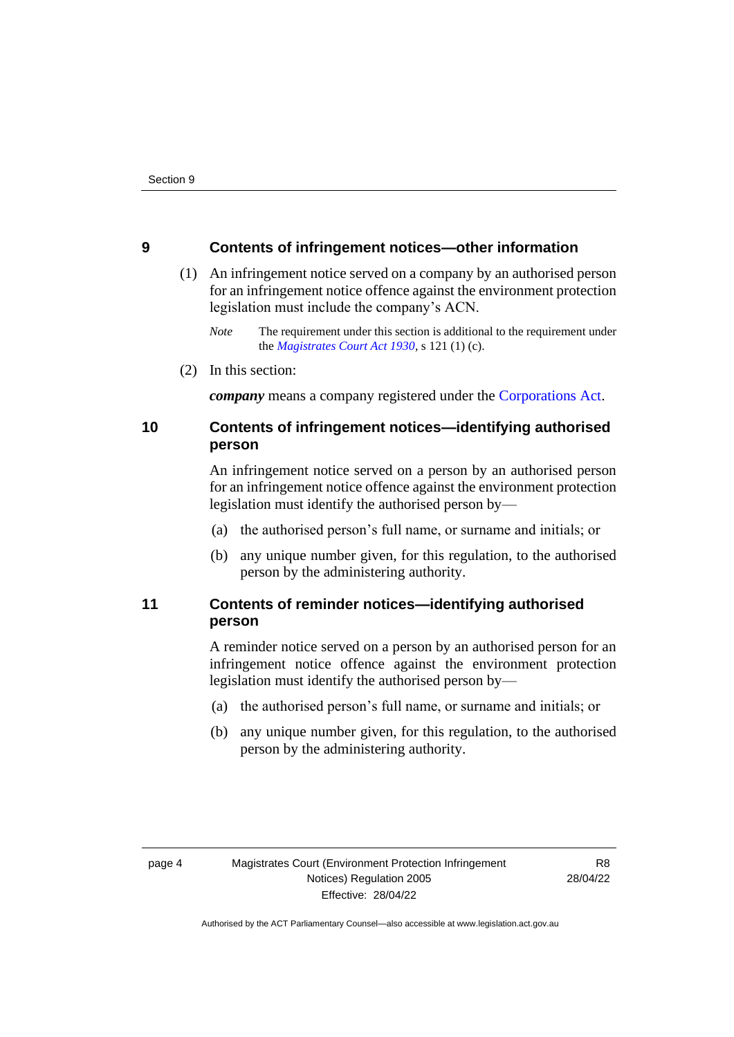## 9 Contents of infringement notices—other information

(1) An infringement notice served on a company by an authorised person for an infringement notice offence against the environment protection legislation must include the company's ACN.

*Note* The requirement under this section is additional to the requirement under the *Magistrates Court Act 1930*, s 121 (1) (c).

(2) In this section:

***company*** means a company registered under the Corporations Act.

## 10 Contents of infringement notices—identifying authorised person

An infringement notice served on a person by an authorised person for an infringement notice offence against the environment protection legislation must identify the authorised person by—

(a) the authorised person's full name, or surname and initials; or

(b) any unique number given, for this regulation, to the authorised person by the administering authority.

## 11 Contents of reminder notices—identifying authorised person

A reminder notice served on a person by an authorised person for an infringement notice offence against the environment protection legislation must identify the authorised person by—

(a) the authorised person's full name, or surname and initials; or

(b) any unique number given, for this regulation, to the authorised person by the administering authority.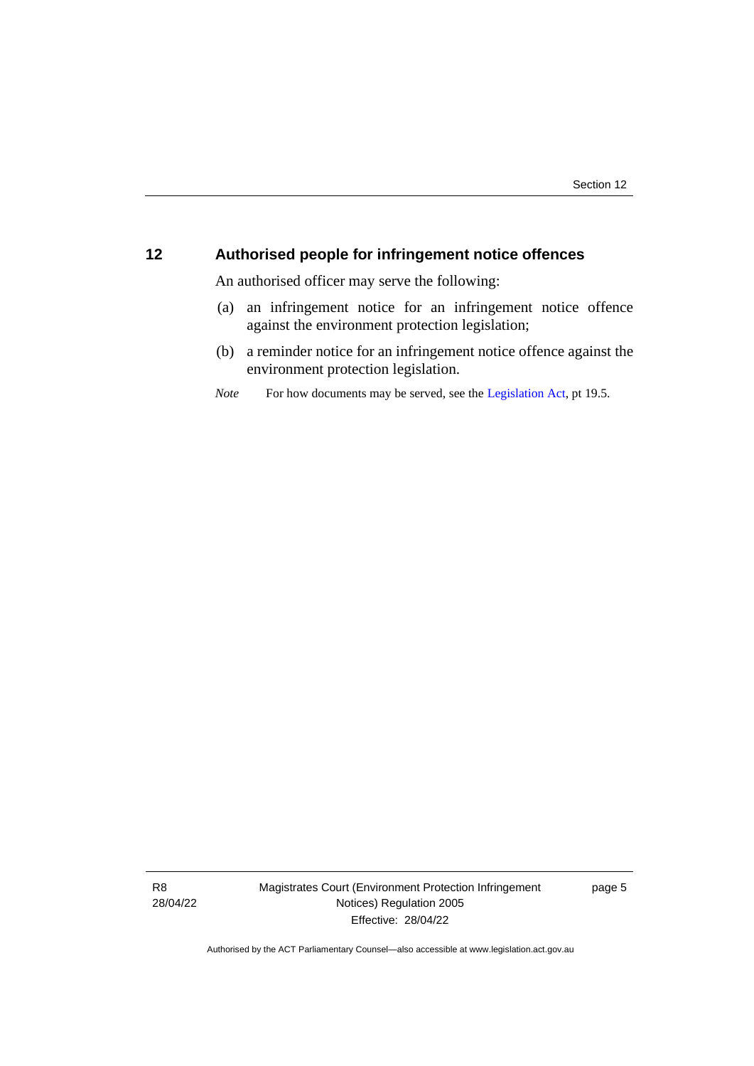## 12 Authorised people for infringement notice offences

An authorised officer may serve the following:

(a) an infringement notice for an infringement notice offence against the environment protection legislation;

(b) a reminder notice for an infringement notice offence against the environment protection legislation.

*Note* For how documents may be served, see the Legislation Act, pt 19.5.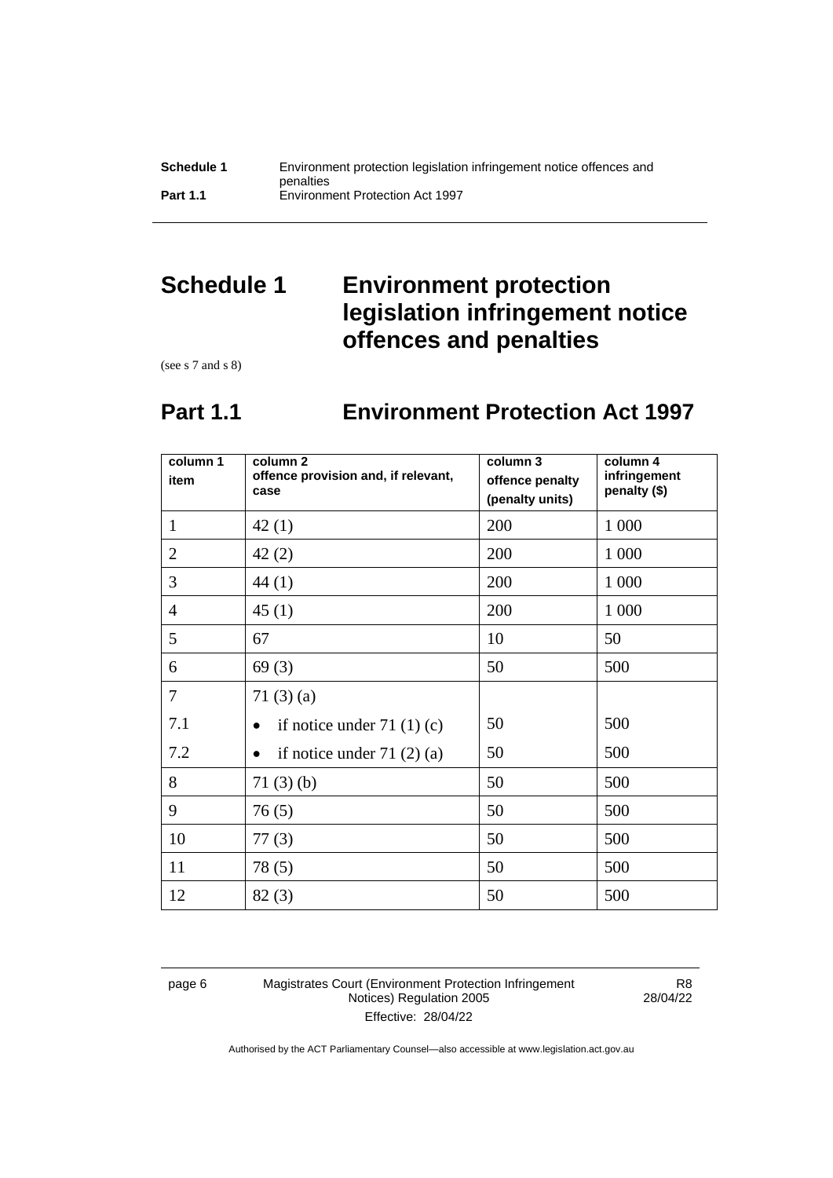# Schedule 1 Environment protection legislation infringement notice offences and penalties

(see s 7 and s 8)

## Part 1.1 Environment Protection Act 1997

| column 1 item | column 2 offence provision and, if relevant, case | column 3 offence penalty (penalty units) | column 4 infringement penalty ($) |
|---|---|---|---|
| 1 | 42 (1) | 200 | 1 000 |
| 2 | 42 (2) | 200 | 1 000 |
| 3 | 44 (1) | 200 | 1 000 |
| 4 | 45 (1) | 200 | 1 000 |
| 5 | 67 | 10 | 50 |
| 6 | 69 (3) | 50 | 500 |
| 7 | 71 (3) (a) | | |
| 7.1 | • if notice under 71 (1) (c) | 50 | 500 |
| 7.2 | • if notice under 71 (2) (a) | 50 | 500 |
| 8 | 71 (3) (b) | 50 | 500 |
| 9 | 76 (5) | 50 | 500 |
| 10 | 77 (3) | 50 | 500 |
| 11 | 78 (5) | 50 | 500 |
| 12 | 82 (3) | 50 | 500 |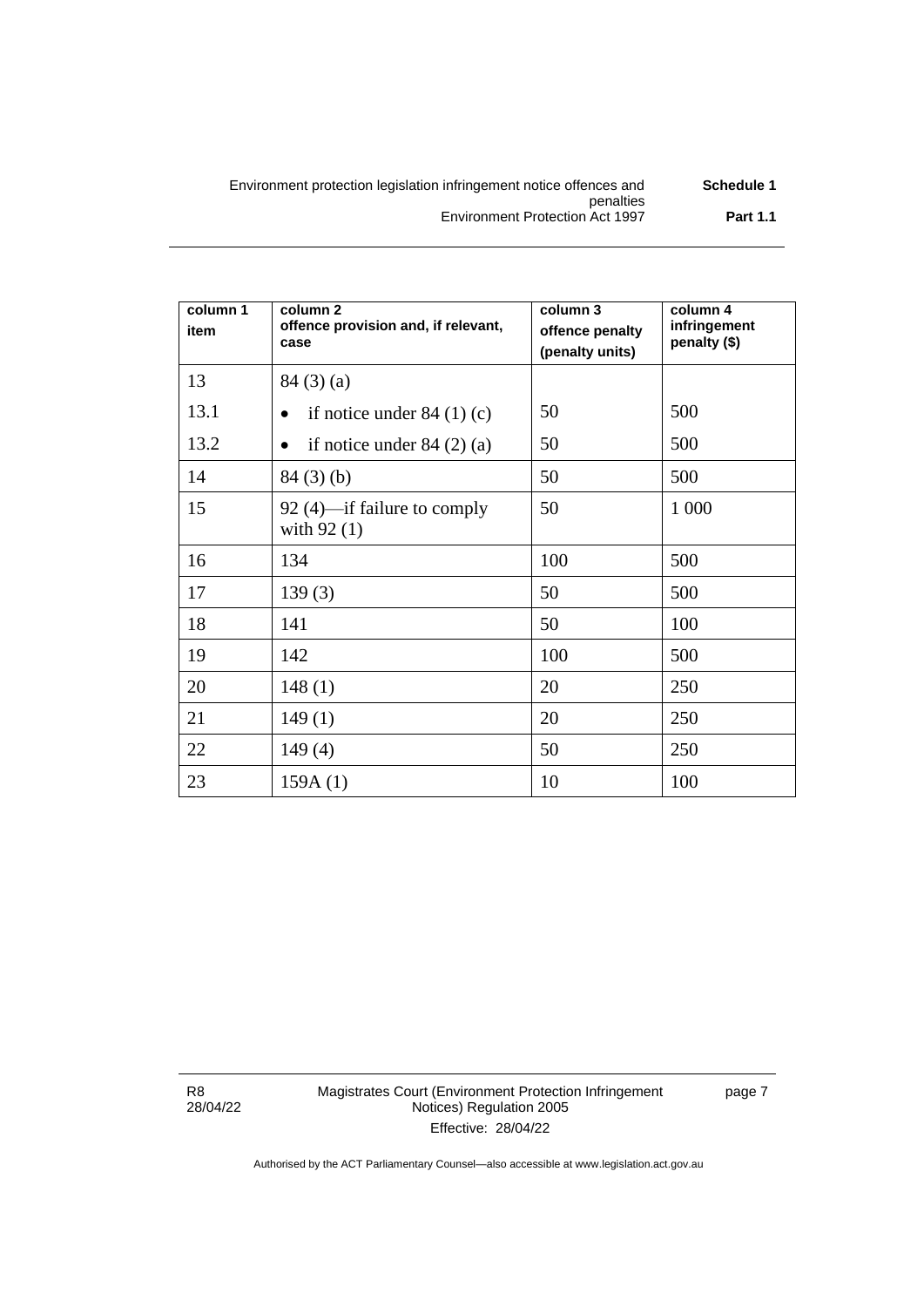| column 1 item | column 2 offence provision and, if relevant, case | column 3 offence penalty (penalty units) | column 4 infringement penalty ($) |
|---|---|---|---|
| 13 | 84 (3) (a) | | |
| 13.1 | • if notice under 84 (1) (c) | 50 | 500 |
| 13.2 | • if notice under 84 (2) (a) | 50 | 500 |
| 14 | 84 (3) (b) | 50 | 500 |
| 15 | 92 (4)—if failure to comply with 92 (1) | 50 | 1 000 |
| 16 | 134 | 100 | 500 |
| 17 | 139 (3) | 50 | 500 |
| 18 | 141 | 50 | 100 |
| 19 | 142 | 100 | 500 |
| 20 | 148 (1) | 20 | 250 |
| 21 | 149 (1) | 20 | 250 |
| 22 | 149 (4) | 50 | 250 |
| 23 | 159A (1) | 10 | 100 |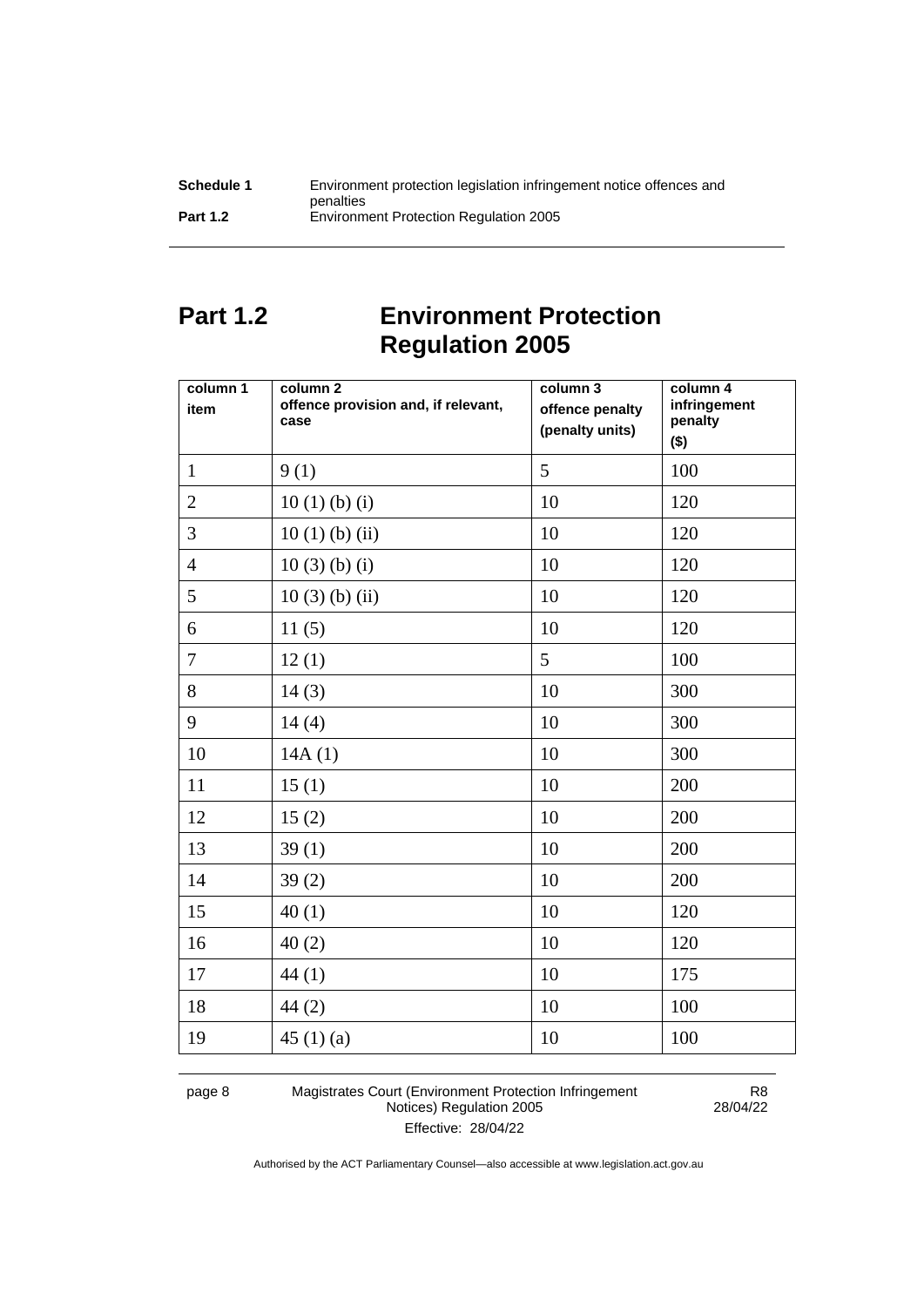# Part 1.2 Environment Protection Regulation 2005

| column 1<br>item | column 2<br>offence provision and, if relevant, case | column 3<br>offence penalty (penalty units) | column 4<br>infringement penalty ($) |
|---|---|---|---|
| 1 | 9 (1) | 5 | 100 |
| 2 | 10 (1) (b) (i) | 10 | 120 |
| 3 | 10 (1) (b) (ii) | 10 | 120 |
| 4 | 10 (3) (b) (i) | 10 | 120 |
| 5 | 10 (3) (b) (ii) | 10 | 120 |
| 6 | 11 (5) | 10 | 120 |
| 7 | 12 (1) | 5 | 100 |
| 8 | 14 (3) | 10 | 300 |
| 9 | 14 (4) | 10 | 300 |
| 10 | 14A (1) | 10 | 300 |
| 11 | 15 (1) | 10 | 200 |
| 12 | 15 (2) | 10 | 200 |
| 13 | 39 (1) | 10 | 200 |
| 14 | 39 (2) | 10 | 200 |
| 15 | 40 (1) | 10 | 120 |
| 16 | 40 (2) | 10 | 120 |
| 17 | 44 (1) | 10 | 175 |
| 18 | 44 (2) | 10 | 100 |
| 19 | 45 (1) (a) | 10 | 100 |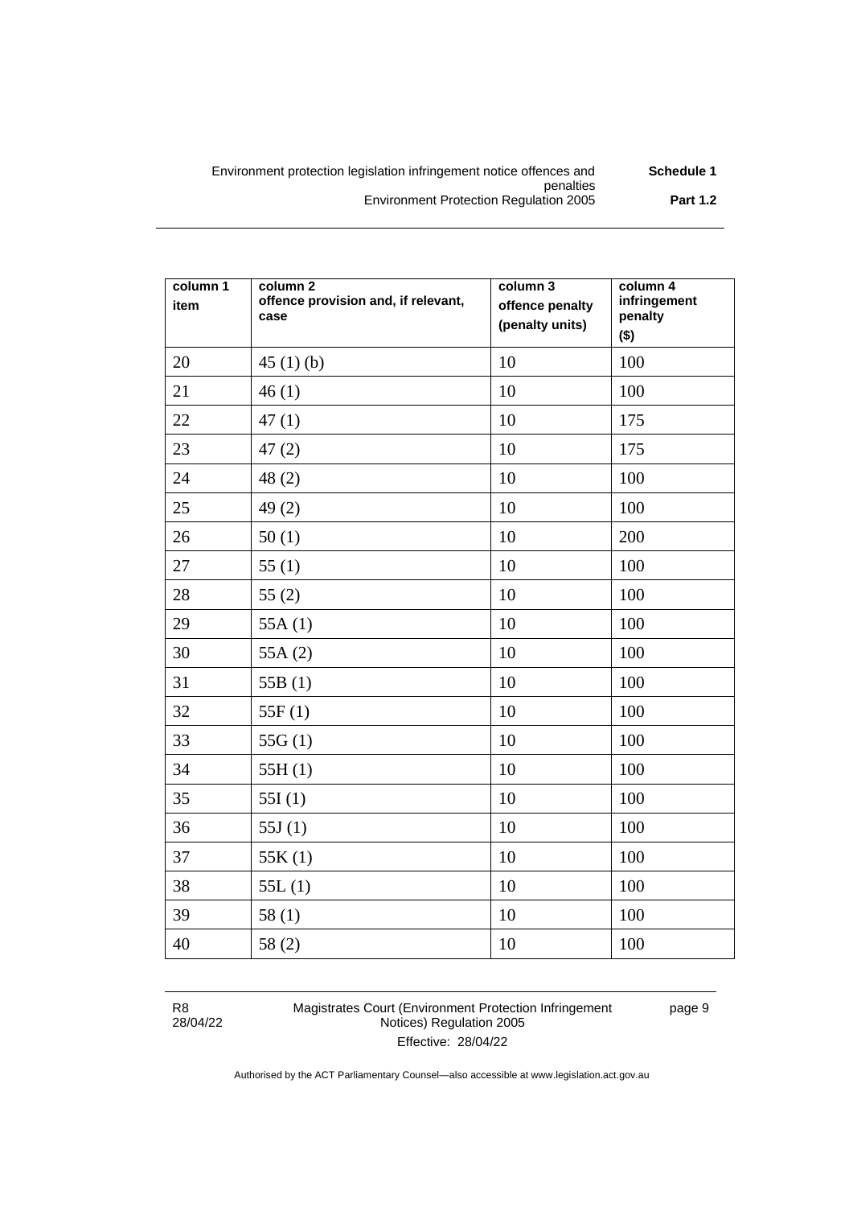| column 1 item | column 2 offence provision and, if relevant, case | column 3 offence penalty (penalty units) | column 4 infringement penalty ($) |
|---|---|---|---|
| 20 | 45 (1) (b) | 10 | 100 |
| 21 | 46 (1) | 10 | 100 |
| 22 | 47 (1) | 10 | 175 |
| 23 | 47 (2) | 10 | 175 |
| 24 | 48 (2) | 10 | 100 |
| 25 | 49 (2) | 10 | 100 |
| 26 | 50 (1) | 10 | 200 |
| 27 | 55 (1) | 10 | 100 |
| 28 | 55 (2) | 10 | 100 |
| 29 | 55A (1) | 10 | 100 |
| 30 | 55A (2) | 10 | 100 |
| 31 | 55B (1) | 10 | 100 |
| 32 | 55F (1) | 10 | 100 |
| 33 | 55G (1) | 10 | 100 |
| 34 | 55H (1) | 10 | 100 |
| 35 | 55I (1) | 10 | 100 |
| 36 | 55J (1) | 10 | 100 |
| 37 | 55K (1) | 10 | 100 |
| 38 | 55L (1) | 10 | 100 |
| 39 | 58 (1) | 10 | 100 |
| 40 | 58 (2) | 10 | 100 |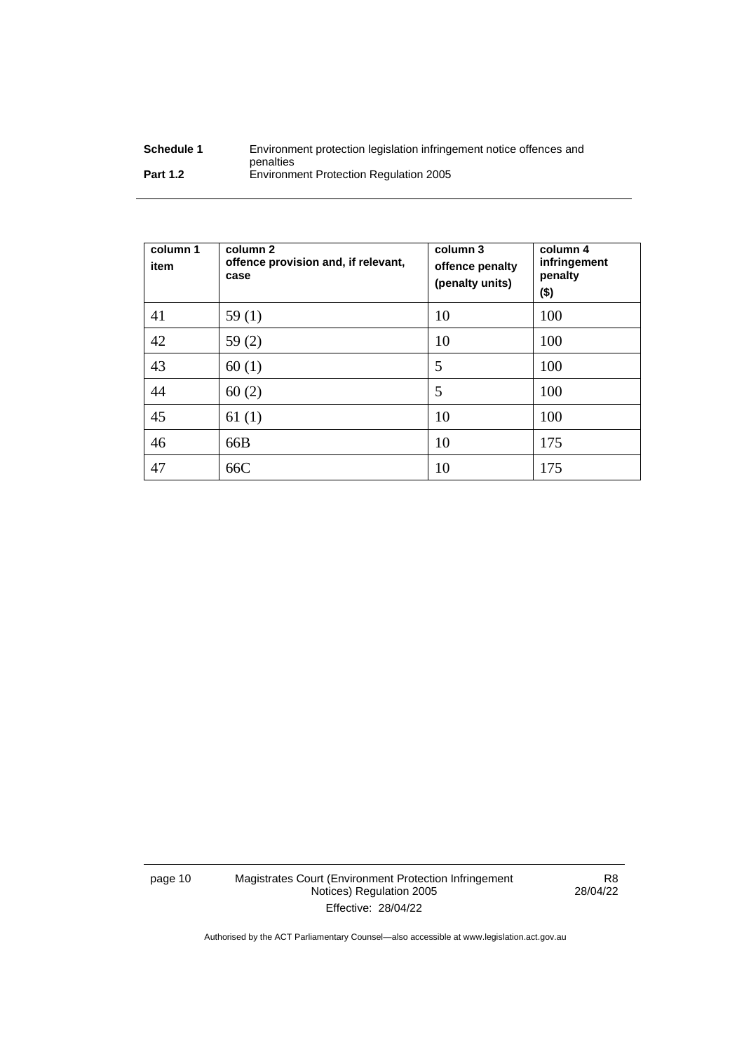| column 1 item | column 2 offence provision and, if relevant, case | column 3 offence penalty (penalty units) | column 4 infringement penalty ($) |
|---|---|---|---|
| 41 | 59 (1) | 10 | 100 |
| 42 | 59 (2) | 10 | 100 |
| 43 | 60 (1) | 5 | 100 |
| 44 | 60 (2) | 5 | 100 |
| 45 | 61 (1) | 10 | 100 |
| 46 | 66B | 10 | 175 |
| 47 | 66C | 10 | 175 |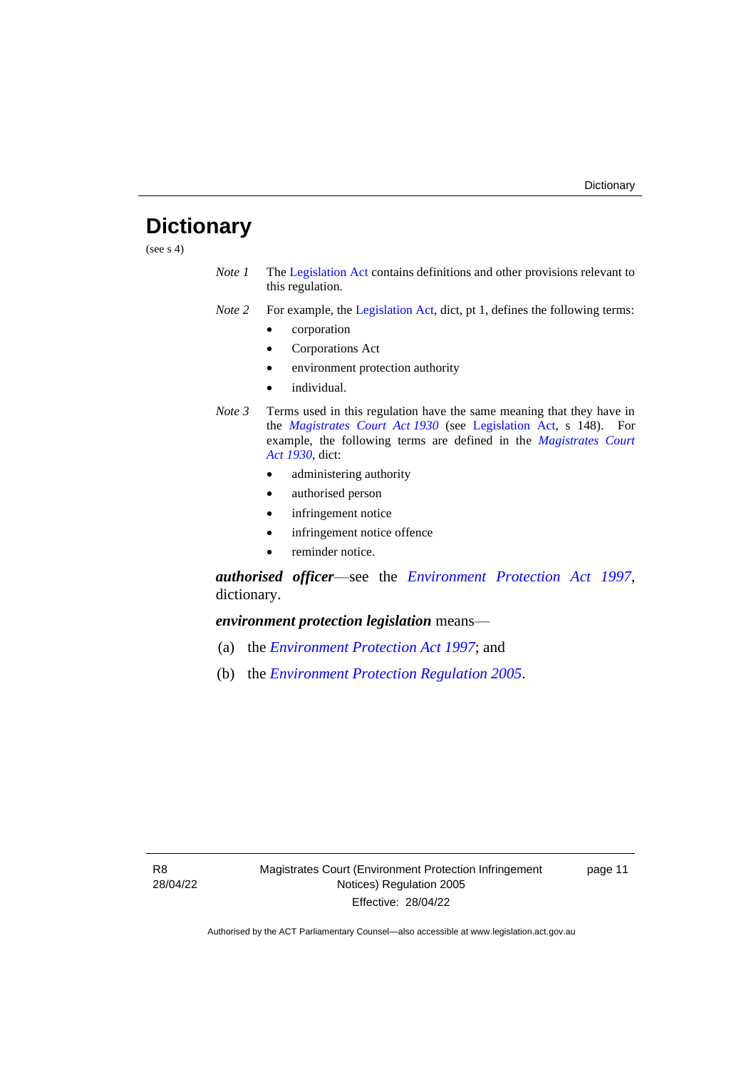# Dictionary

(see s 4)

*Note 1* The Legislation Act contains definitions and other provisions relevant to this regulation.

*Note 2* For example, the Legislation Act, dict, pt 1, defines the following terms:

- corporation
- Corporations Act
- environment protection authority
- individual.

*Note 3* Terms used in this regulation have the same meaning that they have in the *Magistrates Court Act 1930* (see Legislation Act, s 148). For example, the following terms are defined in the *Magistrates Court Act 1930*, dict:

- administering authority
- authorised person
- infringement notice
- infringement notice offence
- reminder notice.

***authorised officer***—see the *Environment Protection Act 1997*, dictionary.

***environment protection legislation*** means—

(a) the *Environment Protection Act 1997*; and

(b) the *Environment Protection Regulation 2005*.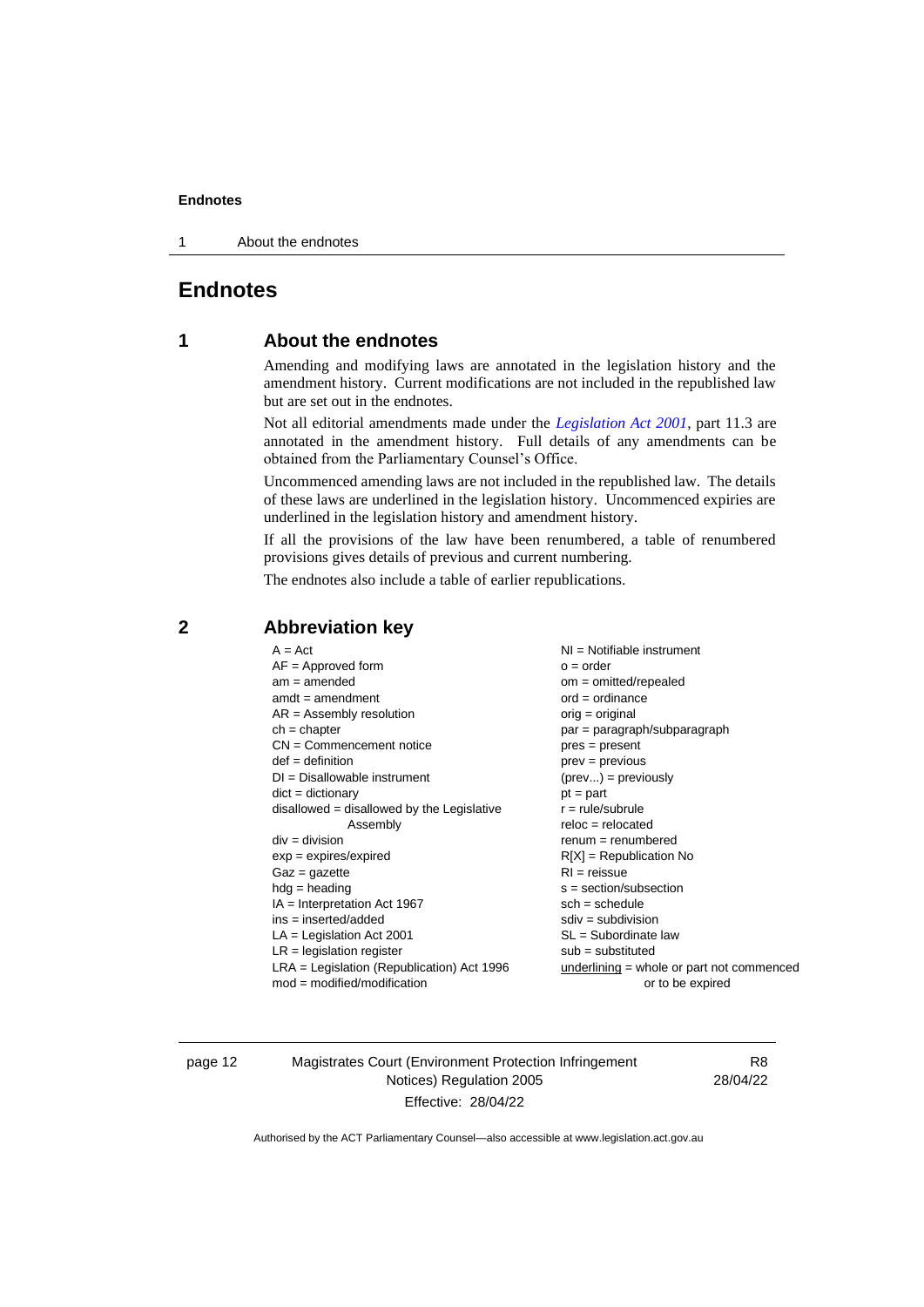# Endnotes

## 1 About the endnotes

Amending and modifying laws are annotated in the legislation history and the amendment history. Current modifications are not included in the republished law but are set out in the endnotes.

Not all editorial amendments made under the *Legislation Act 2001*, part 11.3 are annotated in the amendment history. Full details of any amendments can be obtained from the Parliamentary Counsel's Office.

Uncommenced amending laws are not included in the republished law. The details of these laws are underlined in the legislation history. Uncommenced expiries are underlined in the legislation history and amendment history.

If all the provisions of the law have been renumbered, a table of renumbered provisions gives details of previous and current numbering.

The endnotes also include a table of earlier republications.

## 2 Abbreviation key

A = Act
AF = Approved form
am = amended
amdt = amendment
AR = Assembly resolution
ch = chapter
CN = Commencement notice
def = definition
DI = Disallowable instrument
dict = dictionary
disallowed = disallowed by the Legislative Assembly
div = division
exp = expires/expired
Gaz = gazette
hdg = heading
IA = Interpretation Act 1967
ins = inserted/added
LA = Legislation Act 2001
LR = legislation register
LRA = Legislation (Republication) Act 1996
mod = modified/modification
NI = Notifiable instrument
o = order
om = omitted/repealed
ord = ordinance
orig = original
par = paragraph/subparagraph
pres = present
prev = previous
(prev...) = previously
pt = part
r = rule/subrule
reloc = relocated
renum = renumbered
R[X] = Republication No
RI = reissue
s = section/subsection
sch = schedule
sdiv = subdivision
SL = Subordinate law
sub = substituted
underlining = whole or part not commenced or to be expired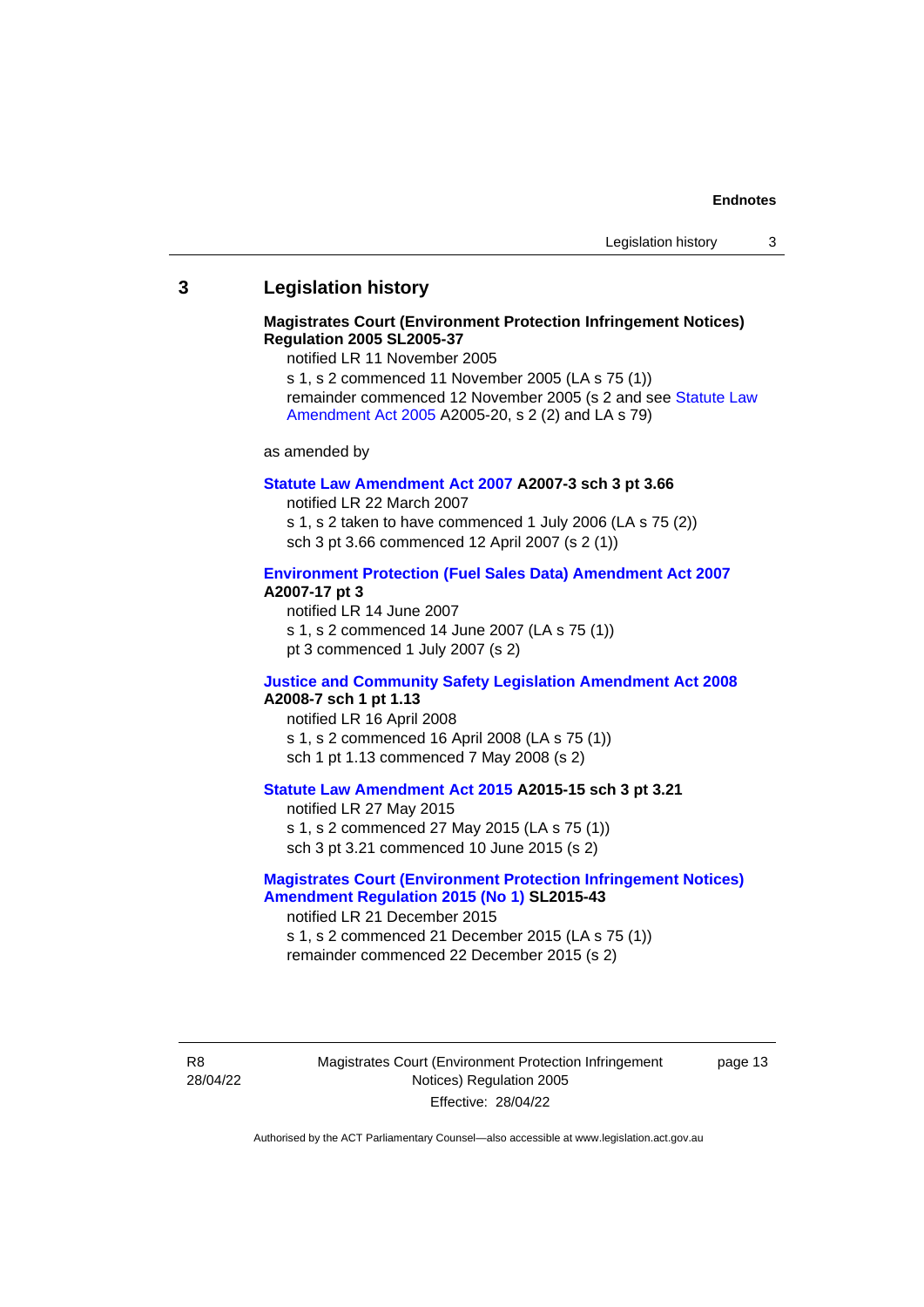## 3 Legislation history

**Magistrates Court (Environment Protection Infringement Notices) Regulation 2005 SL2005-37**

notified LR 11 November 2005

s 1, s 2 commenced 11 November 2005 (LA s 75 (1))

remainder commenced 12 November 2005 (s 2 and see Statute Law Amendment Act 2005 A2005-20, s 2 (2) and LA s 79)

as amended by

**Statute Law Amendment Act 2007 A2007-3 sch 3 pt 3.66**

notified LR 22 March 2007

s 1, s 2 taken to have commenced 1 July 2006 (LA s 75 (2))

sch 3 pt 3.66 commenced 12 April 2007 (s 2 (1))

**Environment Protection (Fuel Sales Data) Amendment Act 2007 A2007-17 pt 3**

notified LR 14 June 2007

s 1, s 2 commenced 14 June 2007 (LA s 75 (1))

pt 3 commenced 1 July 2007 (s 2)

**Justice and Community Safety Legislation Amendment Act 2008 A2008-7 sch 1 pt 1.13**

notified LR 16 April 2008

s 1, s 2 commenced 16 April 2008 (LA s 75 (1))

sch 1 pt 1.13 commenced 7 May 2008 (s 2)

**Statute Law Amendment Act 2015 A2015-15 sch 3 pt 3.21**

notified LR 27 May 2015

s 1, s 2 commenced 27 May 2015 (LA s 75 (1))

sch 3 pt 3.21 commenced 10 June 2015 (s 2)

**Magistrates Court (Environment Protection Infringement Notices) Amendment Regulation 2015 (No 1) SL2015-43**

notified LR 21 December 2015

s 1, s 2 commenced 21 December 2015 (LA s 75 (1))

remainder commenced 22 December 2015 (s 2)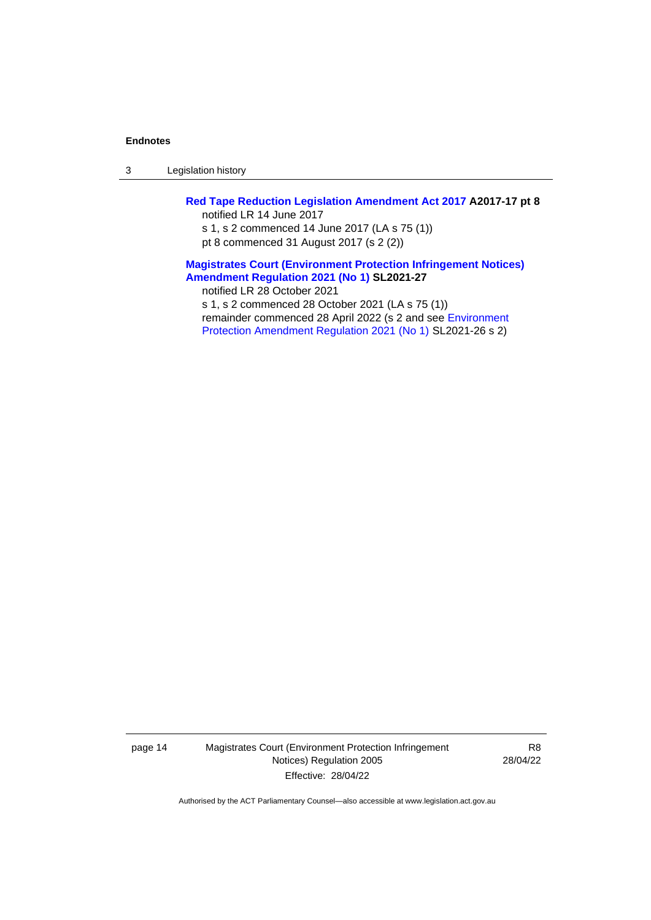**Red Tape Reduction Legislation Amendment Act 2017 A2017-17 pt 8**

notified LR 14 June 2017

s 1, s 2 commenced 14 June 2017 (LA s 75 (1))

pt 8 commenced 31 August 2017 (s 2 (2))

**Magistrates Court (Environment Protection Infringement Notices) Amendment Regulation 2021 (No 1) SL2021-27**

notified LR 28 October 2021

s 1, s 2 commenced 28 October 2021 (LA s 75 (1))

remainder commenced 28 April 2022 (s 2 and see Environment Protection Amendment Regulation 2021 (No 1) SL2021-26 s 2)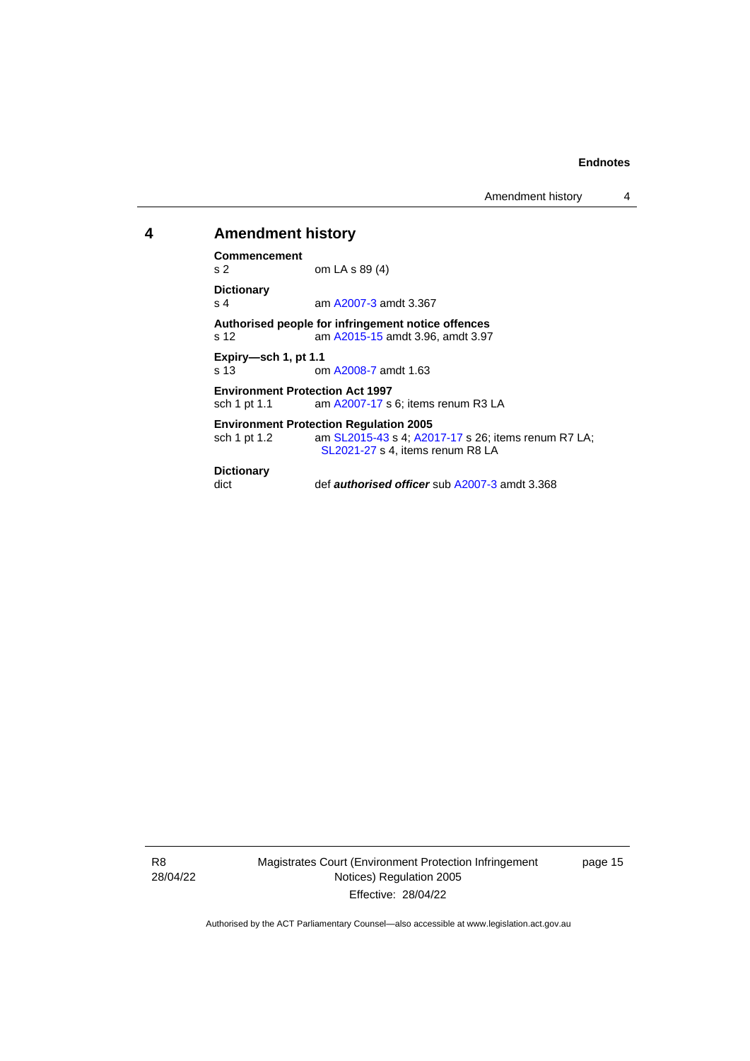## 4 Amendment history

**Commencement**
s 2 om LA s 89 (4)

**Dictionary**
s 4 am A2007-3 amdt 3.367

**Authorised people for infringement notice offences**
s 12 am A2015-15 amdt 3.96, amdt 3.97

**Expiry—sch 1, pt 1.1**
s 13 om A2008-7 amdt 1.63

**Environment Protection Act 1997**
sch 1 pt 1.1 am A2007-17 s 6; items renum R3 LA

**Environment Protection Regulation 2005**
sch 1 pt 1.2 am SL2015-43 s 4; A2017-17 s 26; items renum R7 LA; SL2021-27 s 4, items renum R8 LA

**Dictionary**
dict def ***authorised officer*** sub A2007-3 amdt 3.368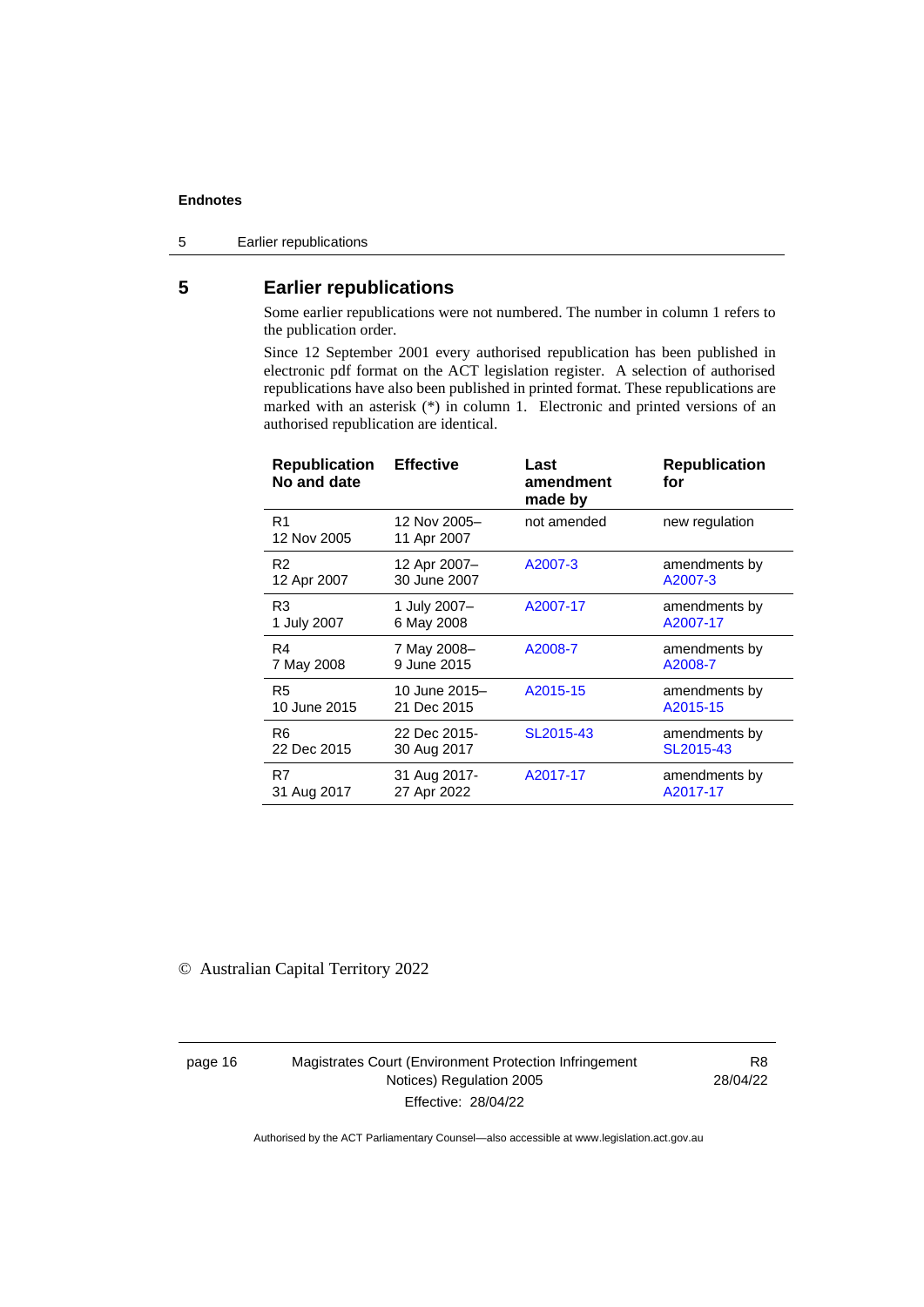## 5 Earlier republications

Some earlier republications were not numbered. The number in column 1 refers to the publication order.

Since 12 September 2001 every authorised republication has been published in electronic pdf format on the ACT legislation register. A selection of authorised republications have also been published in printed format. These republications are marked with an asterisk (*) in column 1. Electronic and printed versions of an authorised republication are identical.

| Republication No and date | Effective | Last amendment made by | Republication for |
|---|---|---|---|
| R1<br>12 Nov 2005 | 12 Nov 2005–<br>11 Apr 2007 | not amended | new regulation |
| R2<br>12 Apr 2007 | 12 Apr 2007–<br>30 June 2007 | A2007-3 | amendments by A2007-3 |
| R3<br>1 July 2007 | 1 July 2007–<br>6 May 2008 | A2007-17 | amendments by A2007-17 |
| R4<br>7 May 2008 | 7 May 2008–<br>9 June 2015 | A2008-7 | amendments by A2008-7 |
| R5<br>10 June 2015 | 10 June 2015–<br>21 Dec 2015 | A2015-15 | amendments by A2015-15 |
| R6<br>22 Dec 2015 | 22 Dec 2015-<br>30 Aug 2017 | SL2015-43 | amendments by SL2015-43 |
| R7<br>31 Aug 2017 | 31 Aug 2017-<br>27 Apr 2022 | A2017-17 | amendments by A2017-17 |

© Australian Capital Territory 2022